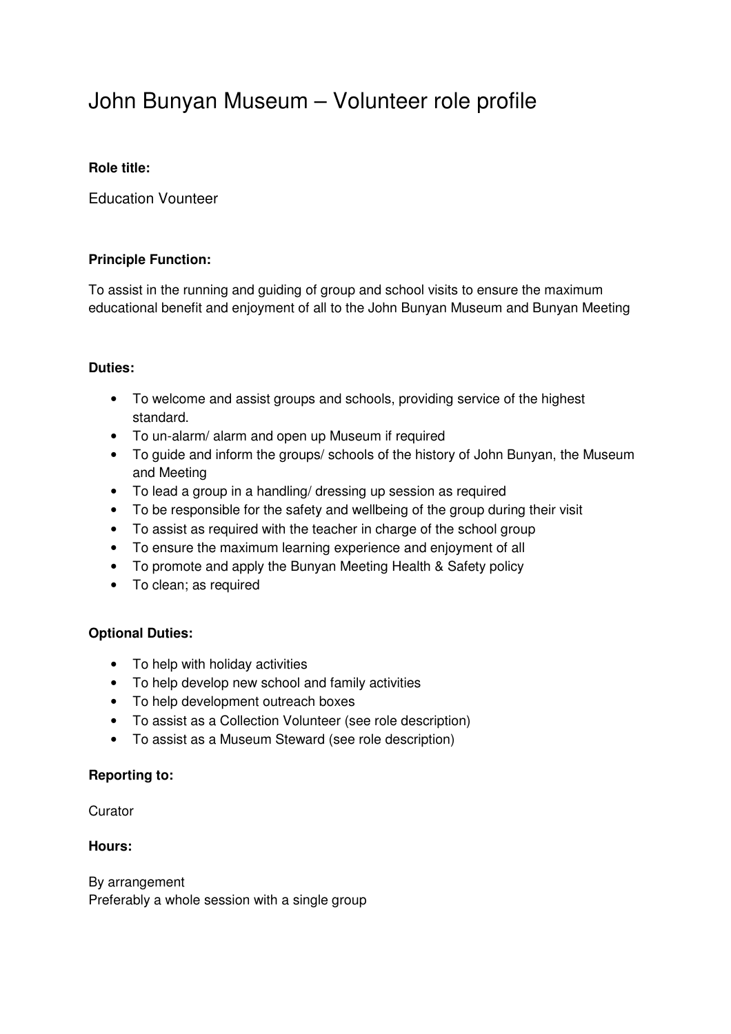# John Bunyan Museum – Volunteer role profile

**Role title:**

Education Vounteer

**Principle Function:**

To assist in the running and guiding of group and school visits to ensure the maximum educational benefit and enjoyment of all to the John Bunyan Museum and Bunyan Meeting

**Duties:**

- To welcome and assist groups and schools, providing service of the highest standard.
- To un-alarm/ alarm and open up Museum if required
- To guide and inform the groups/ schools of the history of John Bunyan, the Museum and Meeting
- To lead a group in a handling/ dressing up session as required
- To be responsible for the safety and wellbeing of the group during their visit
- To assist as required with the teacher in charge of the school group
- To ensure the maximum learning experience and enjoyment of all
- To promote and apply the Bunyan Meeting Health & Safety policy
- To clean; as required

**Optional Duties:**

- To help with holiday activities
- To help develop new school and family activities
- To help development outreach boxes
- To assist as a Collection Volunteer (see role description)
- To assist as a Museum Steward (see role description)

**Reporting to:**

Curator

**Hours:**

By arrangement
Preferably a whole session with a single group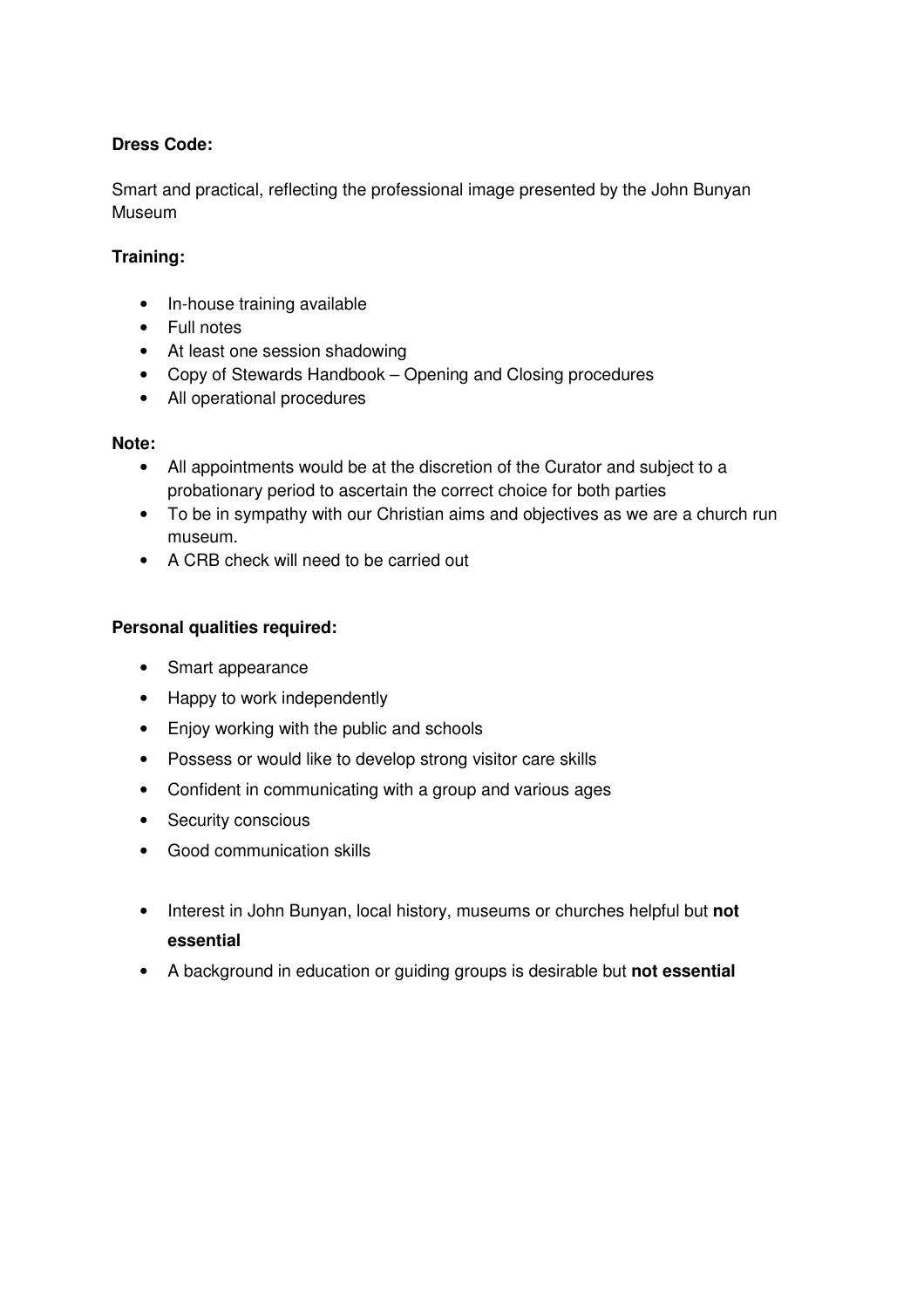**Dress Code:**

Smart and practical, reflecting the professional image presented by the John Bunyan Museum

**Training:**

- In-house training available
- Full notes
- At least one session shadowing
- Copy of Stewards Handbook – Opening and Closing procedures
- All operational procedures

**Note:**

- All appointments would be at the discretion of the Curator and subject to a probationary period to ascertain the correct choice for both parties
- To be in sympathy with our Christian aims and objectives as we are a church run museum.
- A CRB check will need to be carried out

**Personal qualities required:**

- Smart appearance
- Happy to work independently
- Enjoy working with the public and schools
- Possess or would like to develop strong visitor care skills
- Confident in communicating with a group and various ages
- Security conscious
- Good communication skills

- Interest in John Bunyan, local history, museums or churches helpful but **not essential**
- A background in education or guiding groups is desirable but **not essential**